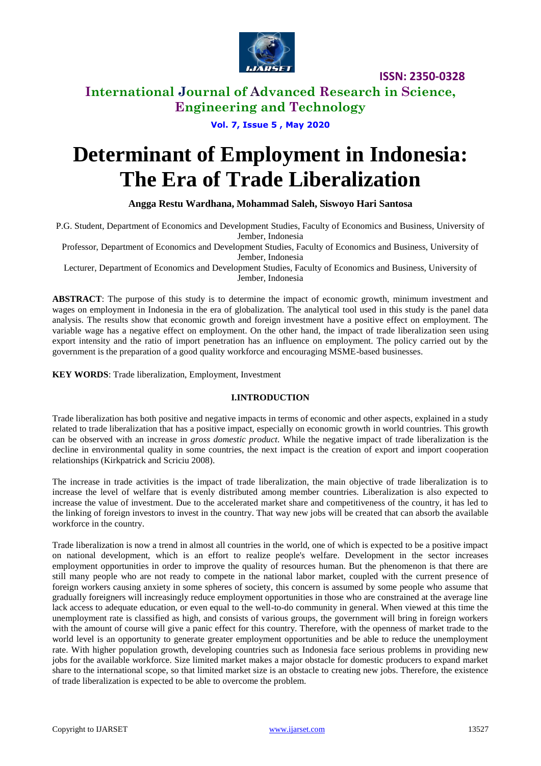# Determinant of Employment in Indonesia: The Era of Trade Liberalization

**Angga Restu Wardhana, Mohammad Saleh, Siswoyo Hari Santosa**

P.G. Student, Department of Economics and Development Studies, Faculty of Economics and Business, University of Jember, Indonesia

Professor, Department of Economics and Development Studies, Faculty of Economics and Business, University of Jember, Indonesia

Lecturer, Department of Economics and Development Studies, Faculty of Economics and Business, University of Jember, Indonesia

**ABSTRACT**: The purpose of this study is to determine the impact of economic growth, minimum investment and wages on employment in Indonesia in the era of globalization. The analytical tool used in this study is the panel data analysis. The results show that economic growth and foreign investment have a positive effect on employment. The variable wage has a negative effect on employment. On the other hand, the impact of trade liberalization seen using export intensity and the ratio of import penetration has an influence on employment. The policy carried out by the government is the preparation of a good quality workforce and encouraging MSME-based businesses.

**KEY WORDS**: Trade liberalization, Employment, Investment

## I.INTRODUCTION

Trade liberalization has both positive and negative impacts in terms of economic and other aspects, explained in a study related to trade liberalization that has a positive impact, especially on economic growth in world countries. This growth can be observed with an increase in *gross domestic product*. While the negative impact of trade liberalization is the decline in environmental quality in some countries, the next impact is the creation of export and import cooperation relationships (Kirkpatrick and Scriciu 2008).

The increase in trade activities is the impact of trade liberalization, the main objective of trade liberalization is to increase the level of welfare that is evenly distributed among member countries. Liberalization is also expected to increase the value of investment. Due to the accelerated market share and competitiveness of the country, it has led to the linking of foreign investors to invest in the country. That way new jobs will be created that can absorb the available workforce in the country.

Trade liberalization is now a trend in almost all countries in the world, one of which is expected to be a positive impact on national development, which is an effort to realize people's welfare. Development in the sector increases employment opportunities in order to improve the quality of resources human. But the phenomenon is that there are still many people who are not ready to compete in the national labor market, coupled with the current presence of foreign workers causing anxiety in some spheres of society, this concern is assumed by some people who assume that gradually foreigners will increasingly reduce employment opportunities in those who are constrained at the average line lack access to adequate education, or even equal to the well-to-do community in general. When viewed at this time the unemployment rate is classified as high, and consists of various groups, the government will bring in foreign workers with the amount of course will give a panic effect for this country. Therefore, with the openness of market trade to the world level is an opportunity to generate greater employment opportunities and be able to reduce the unemployment rate. With higher population growth, developing countries such as Indonesia face serious problems in providing new jobs for the available workforce. Size limited market makes a major obstacle for domestic producers to expand market share to the international scope, so that limited market size is an obstacle to creating new jobs. Therefore, the existence of trade liberalization is expected to be able to overcome the problem.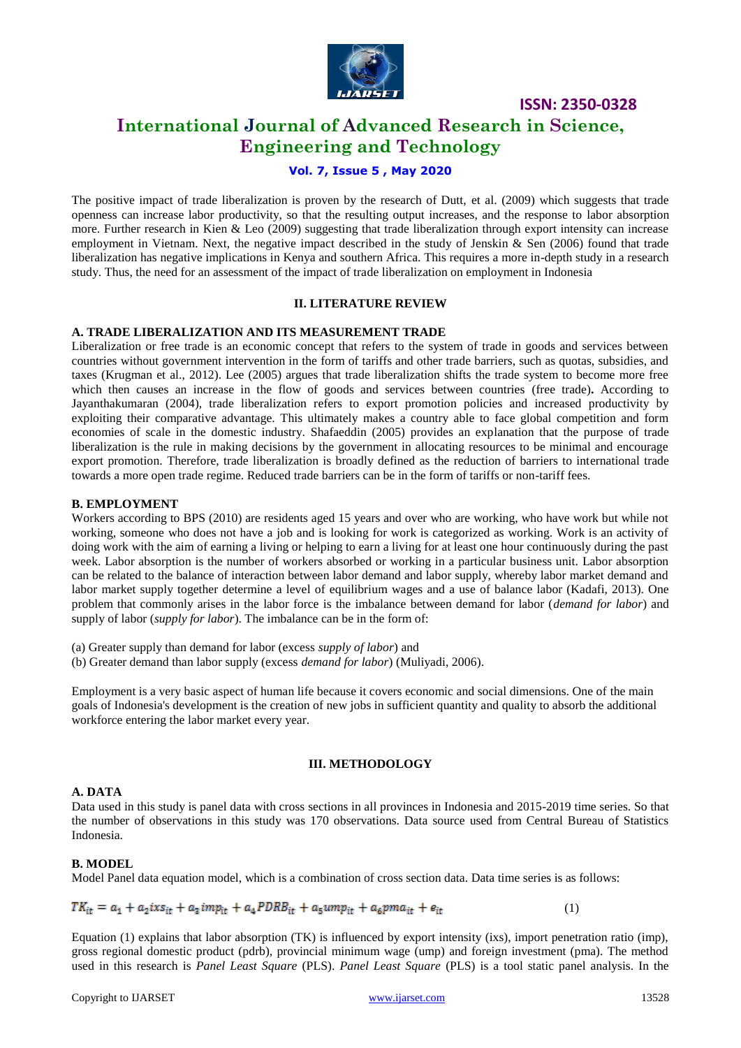The positive impact of trade liberalization is proven by the research of Dutt, et al. (2009) which suggests that trade openness can increase labor productivity, so that the resulting output increases, and the response to labor absorption more. Further research in Kien & Leo (2009) suggesting that trade liberalization through export intensity can increase employment in Vietnam. Next, the negative impact described in the study of Jenskin & Sen (2006) found that trade liberalization has negative implications in Kenya and southern Africa. This requires a more in-depth study in a research study. Thus, the need for an assessment of the impact of trade liberalization on employment in Indonesia

## II. LITERATURE REVIEW

### A. TRADE LIBERALIZATION AND ITS MEASUREMENT TRADE

Liberalization or free trade is an economic concept that refers to the system of trade in goods and services between countries without government intervention in the form of tariffs and other trade barriers, such as quotas, subsidies, and taxes (Krugman et al., 2012). Lee (2005) argues that trade liberalization shifts the trade system to become more free which then causes an increase in the flow of goods and services between countries (free trade)**.** According to Jayanthakumaran (2004), trade liberalization refers to export promotion policies and increased productivity by exploiting their comparative advantage. This ultimately makes a country able to face global competition and form economies of scale in the domestic industry. Shafaeddin (2005) provides an explanation that the purpose of trade liberalization is the rule in making decisions by the government in allocating resources to be minimal and encourage export promotion. Therefore, trade liberalization is broadly defined as the reduction of barriers to international trade towards a more open trade regime. Reduced trade barriers can be in the form of tariffs or non-tariff fees.

### B. EMPLOYMENT

Workers according to BPS (2010) are residents aged 15 years and over who are working, who have work but while not working, someone who does not have a job and is looking for work is categorized as working. Work is an activity of doing work with the aim of earning a living or helping to earn a living for at least one hour continuously during the past week. Labor absorption is the number of workers absorbed or working in a particular business unit. Labor absorption can be related to the balance of interaction between labor demand and labor supply, whereby labor market demand and labor market supply together determine a level of equilibrium wages and a use of balance labor (Kadafi, 2013). One problem that commonly arises in the labor force is the imbalance between demand for labor (*demand for labor*) and supply of labor (*supply for labor*). The imbalance can be in the form of:

(a) Greater supply than demand for labor (excess *supply of labor*) and
(b) Greater demand than labor supply (excess *demand for labor*) (Muliyadi, 2006).

Employment is a very basic aspect of human life because it covers economic and social dimensions. One of the main goals of Indonesia's development is the creation of new jobs in sufficient quantity and quality to absorb the additional workforce entering the labor market every year.

## III. METHODOLOGY

### A. DATA

Data used in this study is panel data with cross sections in all provinces in Indonesia and 2015-2019 time series. So that the number of observations in this study was 170 observations. Data source used from Central Bureau of Statistics Indonesia.

### B. MODEL

Model Panel data equation model, which is a combination of cross section data. Data time series is as follows:

$$TK_{it} = a_1 + a_2 ixs_{it} + a_3 imp_{it} + a_4 PDRB_{it} + a_5 ump_{it} + a_6 pma_{it} + e_{it} \quad (1)$$

Equation (1) explains that labor absorption (TK) is influenced by export intensity (ixs), import penetration ratio (imp), gross regional domestic product (pdrb), provincial minimum wage (ump) and foreign investment (pma). The method used in this research is *Panel Least Square* (PLS). *Panel Least Square* (PLS) is a tool static panel analysis. In the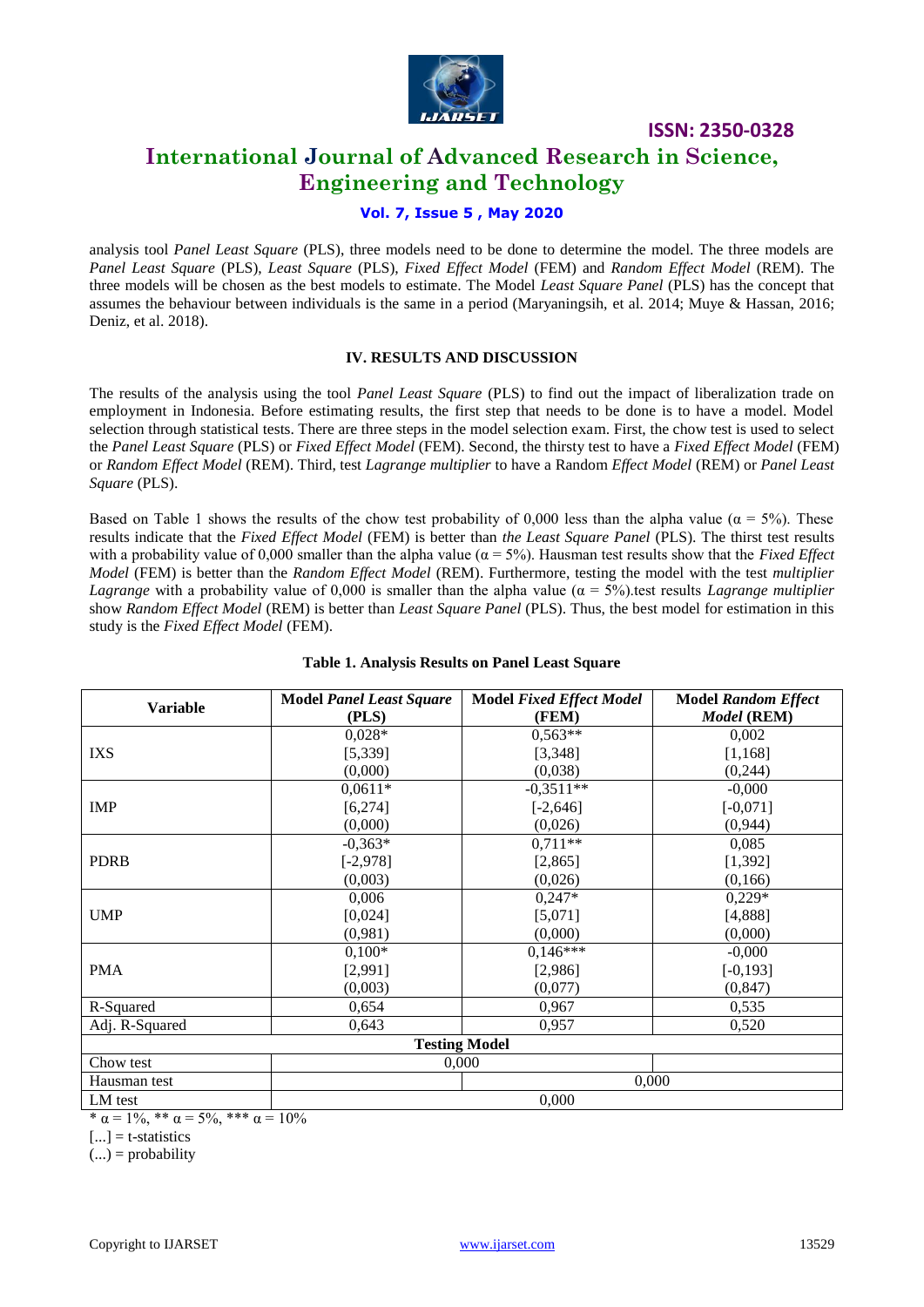analysis tool *Panel Least Square* (PLS), three models need to be done to determine the model. The three models are *Panel Least Square* (PLS), *Least Square* (PLS), *Fixed Effect Model* (FEM) and *Random Effect Model* (REM). The three models will be chosen as the best models to estimate. The Model *Least Square Panel* (PLS) has the concept that assumes the behaviour between individuals is the same in a period (Maryaningsih, et al. 2014; Muye & Hassan, 2016; Deniz, et al. 2018).

## IV. RESULTS AND DISCUSSION

The results of the analysis using the tool *Panel Least Square* (PLS) to find out the impact of liberalization trade on employment in Indonesia. Before estimating results, the first step that needs to be done is to have a model. Model selection through statistical tests. There are three steps in the model selection exam. First, the chow test is used to select the *Panel Least Square* (PLS) or *Fixed Effect Model* (FEM). Second, the thirsty test to have a *Fixed Effect Model* (FEM) or *Random Effect Model* (REM). Third, test *Lagrange multiplier* to have a Random *Effect Model* (REM) or *Panel Least Square* (PLS).

Based on Table 1 shows the results of the chow test probability of 0,000 less than the alpha value ($\alpha$ = 5%). These results indicate that the *Fixed Effect Model* (FEM) is better than *the Least Square Panel* (PLS). The thirst test results with a probability value of 0,000 smaller than the alpha value ($\alpha$ = 5%). Hausman test results show that the *Fixed Effect Model* (FEM) is better than the *Random Effect Model* (REM). Furthermore, testing the model with the test *multiplier Lagrange* with a probability value of 0,000 is smaller than the alpha value ($\alpha$ = 5%).test results *Lagrange multiplier* show *Random Effect Model* (REM) is better than *Least Square Panel* (PLS). Thus, the best model for estimation in this study is the *Fixed Effect Model* (FEM).

**Table 1. Analysis Results on Panel Least Square**

| Variable | Model *Panel Least Square* (PLS) | Model *Fixed Effect Model* (FEM) | Model *Random Effect Model* (REM) |
|---|---|---|---|
| IXS | 0,028* | 0,563** | 0,002 |
| | [5,339] | [3,348] | [1,168] |
| | (0,000) | (0,038) | (0,244) |
| IMP | 0,0611* | -0,3511** | -0,000 |
| | [6,274] | [-2,646] | [-0,071] |
| | (0,000) | (0,026) | (0,944) |
| PDRB | -0,363* | 0,711** | 0,085 |
| | [-2,978] | [2,865] | [1,392] |
| | (0,003) | (0,026) | (0,166) |
| UMP | 0,006 | 0,247* | 0,229* |
| | [0,024] | [5,071] | [4,888] |
| | (0,981) | (0,000) | (0,000) |
| PMA | 0,100* | 0,146*** | -0,000 |
| | [2,991] | [2,986] | [-0,193] |
| | (0,003) | (0,077) | (0,847) |
| R-Squared | 0,654 | 0,967 | 0,535 |
| Adj. R-Squared | 0,643 | 0,957 | 0,520 |
| **Testing Model** | | | |
| Chow test | 0,000 | | |
| Hausman test | | 0,000 | |
| LM test | 0,000 | | |

\* $\alpha$ = 1%, ** $\alpha$ = 5%, *** $\alpha$ = 10%

[...] = t-statistics

(...) = probability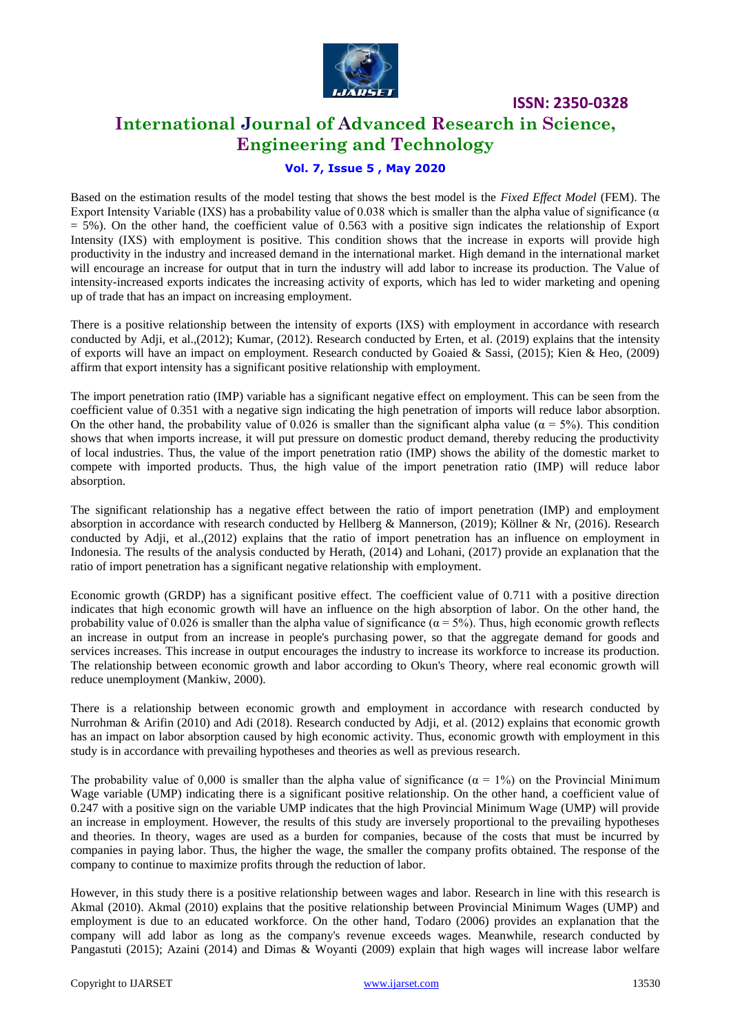Based on the estimation results of the model testing that shows the best model is the *Fixed Effect Model* (FEM). The Export Intensity Variable (IXS) has a probability value of 0.038 which is smaller than the alpha value of significance ($\alpha = 5\%$). On the other hand, the coefficient value of 0.563 with a positive sign indicates the relationship of Export Intensity (IXS) with employment is positive. This condition shows that the increase in exports will provide high productivity in the industry and increased demand in the international market. High demand in the international market will encourage an increase for output that in turn the industry will add labor to increase its production. The Value of intensity-increased exports indicates the increasing activity of exports, which has led to wider marketing and opening up of trade that has an impact on increasing employment.

There is a positive relationship between the intensity of exports (IXS) with employment in accordance with research conducted by Adji, et al.,(2012); Kumar, (2012). Research conducted by Erten, et al. (2019) explains that the intensity of exports will have an impact on employment. Research conducted by Goaied & Sassi, (2015); Kien & Heo, (2009) affirm that export intensity has a significant positive relationship with employment.

The import penetration ratio (IMP) variable has a significant negative effect on employment. This can be seen from the coefficient value of 0.351 with a negative sign indicating the high penetration of imports will reduce labor absorption. On the other hand, the probability value of 0.026 is smaller than the significant alpha value ($\alpha = 5\%$). This condition shows that when imports increase, it will put pressure on domestic product demand, thereby reducing the productivity of local industries. Thus, the value of the import penetration ratio (IMP) shows the ability of the domestic market to compete with imported products. Thus, the high value of the import penetration ratio (IMP) will reduce labor absorption.

The significant relationship has a negative effect between the ratio of import penetration (IMP) and employment absorption in accordance with research conducted by Hellberg & Mannerson, (2019); Köllner & Nr, (2016). Research conducted by Adji, et al.,(2012) explains that the ratio of import penetration has an influence on employment in Indonesia. The results of the analysis conducted by Herath, (2014) and Lohani, (2017) provide an explanation that the ratio of import penetration has a significant negative relationship with employment.

Economic growth (GRDP) has a significant positive effect. The coefficient value of 0.711 with a positive direction indicates that high economic growth will have an influence on the high absorption of labor. On the other hand, the probability value of 0.026 is smaller than the alpha value of significance ($\alpha = 5\%$). Thus, high economic growth reflects an increase in output from an increase in people's purchasing power, so that the aggregate demand for goods and services increases. This increase in output encourages the industry to increase its workforce to increase its production. The relationship between economic growth and labor according to Okun's Theory, where real economic growth will reduce unemployment (Mankiw, 2000).

There is a relationship between economic growth and employment in accordance with research conducted by Nurrohman & Arifin (2010) and Adi (2018). Research conducted by Adji, et al. (2012) explains that economic growth has an impact on labor absorption caused by high economic activity. Thus, economic growth with employment in this study is in accordance with prevailing hypotheses and theories as well as previous research.

The probability value of 0,000 is smaller than the alpha value of significance ($\alpha = 1\%$) on the Provincial Minimum Wage variable (UMP) indicating there is a significant positive relationship. On the other hand, a coefficient value of 0.247 with a positive sign on the variable UMP indicates that the high Provincial Minimum Wage (UMP) will provide an increase in employment. However, the results of this study are inversely proportional to the prevailing hypotheses and theories. In theory, wages are used as a burden for companies, because of the costs that must be incurred by companies in paying labor. Thus, the higher the wage, the smaller the company profits obtained. The response of the company to continue to maximize profits through the reduction of labor.

However, in this study there is a positive relationship between wages and labor. Research in line with this research is Akmal (2010). Akmal (2010) explains that the positive relationship between Provincial Minimum Wages (UMP) and employment is due to an educated workforce. On the other hand, Todaro (2006) provides an explanation that the company will add labor as long as the company's revenue exceeds wages. Meanwhile, research conducted by Pangastuti (2015); Azaini (2014) and Dimas & Woyanti (2009) explain that high wages will increase labor welfare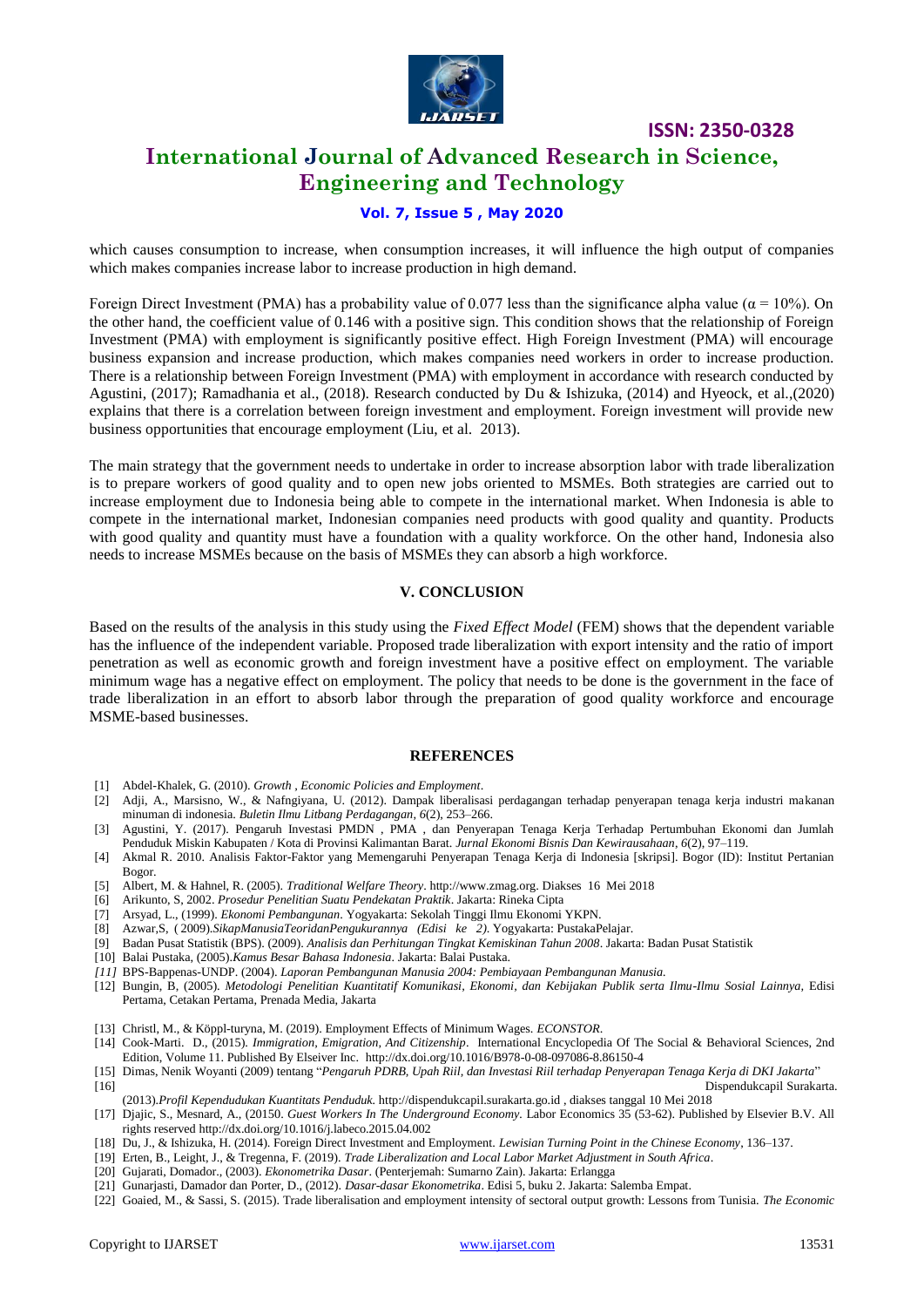which causes consumption to increase, when consumption increases, it will influence the high output of companies which makes companies increase labor to increase production in high demand.

Foreign Direct Investment (PMA) has a probability value of 0.077 less than the significance alpha value ($\alpha = 10\%$). On the other hand, the coefficient value of 0.146 with a positive sign. This condition shows that the relationship of Foreign Investment (PMA) with employment is significantly positive effect. High Foreign Investment (PMA) will encourage business expansion and increase production, which makes companies need workers in order to increase production. There is a relationship between Foreign Investment (PMA) with employment in accordance with research conducted by Agustini, (2017); Ramadhania et al., (2018). Research conducted by Du & Ishizuka, (2014) and Hyeock, et al.,(2020) explains that there is a correlation between foreign investment and employment. Foreign investment will provide new business opportunities that encourage employment (Liu, et al. 2013).

The main strategy that the government needs to undertake in order to increase absorption labor with trade liberalization is to prepare workers of good quality and to open new jobs oriented to MSMEs. Both strategies are carried out to increase employment due to Indonesia being able to compete in the international market. When Indonesia is able to compete in the international market, Indonesian companies need products with good quality and quantity. Products with good quality and quantity must have a foundation with a quality workforce. On the other hand, Indonesia also needs to increase MSMEs because on the basis of MSMEs they can absorb a high workforce.

## V. CONCLUSION

Based on the results of the analysis in this study using the *Fixed Effect Model* (FEM) shows that the dependent variable has the influence of the independent variable. Proposed trade liberalization with export intensity and the ratio of import penetration as well as economic growth and foreign investment have a positive effect on employment. The variable minimum wage has a negative effect on employment. The policy that needs to be done is the government in the face of trade liberalization in an effort to absorb labor through the preparation of good quality workforce and encourage MSME-based businesses.

## REFERENCES

[1] Abdel-Khalek, G. (2010). *Growth , Economic Policies and Employment*.

[2] Adji, A., Marsisno, W., & Nafngiyana, U. (2012). Dampak liberalisasi perdagangan terhadap penyerapan tenaga kerja industri makanan minuman di indonesia. *Buletin Ilmu Litbang Perdagangan*, *6*(2), 253–266.

[3] Agustini, Y. (2017). Pengaruh Investasi PMDN , PMA , dan Penyerapan Tenaga Kerja Terhadap Pertumbuhan Ekonomi dan Jumlah Penduduk Miskin Kabupaten / Kota di Provinsi Kalimantan Barat. *Jurnal Ekonomi Bisnis Dan Kewirausahaan*, *6*(2), 97–119.

[4] Akmal R. 2010. Analisis Faktor-Faktor yang Memengaruhi Penyerapan Tenaga Kerja di Indonesia [skripsi]. Bogor (ID): Institut Pertanian Bogor.

[5] Albert, M. & Hahnel, R. (2005). *Traditional Welfare Theory*. http://www.zmag.org. Diakses 16 Mei 2018

[6] Arikunto, S, 2002. *Prosedur Penelitian Suatu Pendekatan Praktik*. Jakarta: Rineka Cipta

[7] Arsyad, L., (1999). *Ekonomi Pembangunan*. Yogyakarta: Sekolah Tinggi Ilmu Ekonomi YKPN.

[8] Azwar,S, ( 2009).*SikapManusiaTeoridanPengukurannya (Edisi ke 2)*. Yogyakarta: PustakaPelajar.

[9] Badan Pusat Statistik (BPS). (2009). *Analisis dan Perhitungan Tingkat Kemiskinan Tahun 2008*. Jakarta: Badan Pusat Statistik

[10] Balai Pustaka, (2005).*Kamus Besar Bahasa Indonesia*. Jakarta: Balai Pustaka.

*[11]* BPS-Bappenas-UNDP. (2004). *Laporan Pembangunan Manusia 2004: Pembiayaan Pembangunan Manusia.*

[12] Bungin, B, (2005). *Metodologi Penelitian Kuantitatif Komunikasi, Ekonomi, dan Kebijakan Publik serta Ilmu-Ilmu Sosial Lainnya*, Edisi Pertama, Cetakan Pertama, Prenada Media, Jakarta

[13] Christl, M., & Köppl-turyna, M. (2019). Employment Effects of Minimum Wages. *ECONSTOR*.

[14] Cook-Marti. D., (2015). *Immigration, Emigration, And Citizenship*. International Encyclopedia Of The Social & Behavioral Sciences, 2nd Edition, Volume 11. Published By Elseiver Inc. http://dx.doi.org/10.1016/B978-0-08-097086-8.86150-4

[15] Dimas, Nenik Woyanti (2009) tentang "*Pengaruh PDRB, Upah Riil, dan Investasi Riil terhadap Penyerapan Tenaga Kerja di DKI Jakarta*"

[16] Dispendukcapil Surakarta. (2013).*Profil Kependudukan Kuantitats Penduduk.* http://dispendukcapil.surakarta.go.id , diakses tanggal 10 Mei 2018

[17] Djajic, S., Mesnard, A., (20150. *Guest Workers In The Underground Economy*. Labor Economics 35 (53-62). Published by Elsevier B.V. All rights reserved http://dx.doi.org/10.1016/j.labeco.2015.04.002

[18] Du, J., & Ishizuka, H. (2014). Foreign Direct Investment and Employment. *Lewisian Turning Point in the Chinese Economy*, 136–137.

[19] Erten, B., Leight, J., & Tregenna, F. (2019). *Trade Liberalization and Local Labor Market Adjustment in South Africa*.

[20] Gujarati, Domador., (2003). *Ekonometrika Dasar*. (Penterjemah: Sumarno Zain). Jakarta: Erlangga

[21] Gunarjasti, Damador dan Porter, D., (2012). *Dasar-dasar Ekonometrika*. Edisi 5, buku 2. Jakarta: Salemba Empat.

[22] Goaied, M., & Sassi, S. (2015). Trade liberalisation and employment intensity of sectoral output growth: Lessons from Tunisia. *The Economic*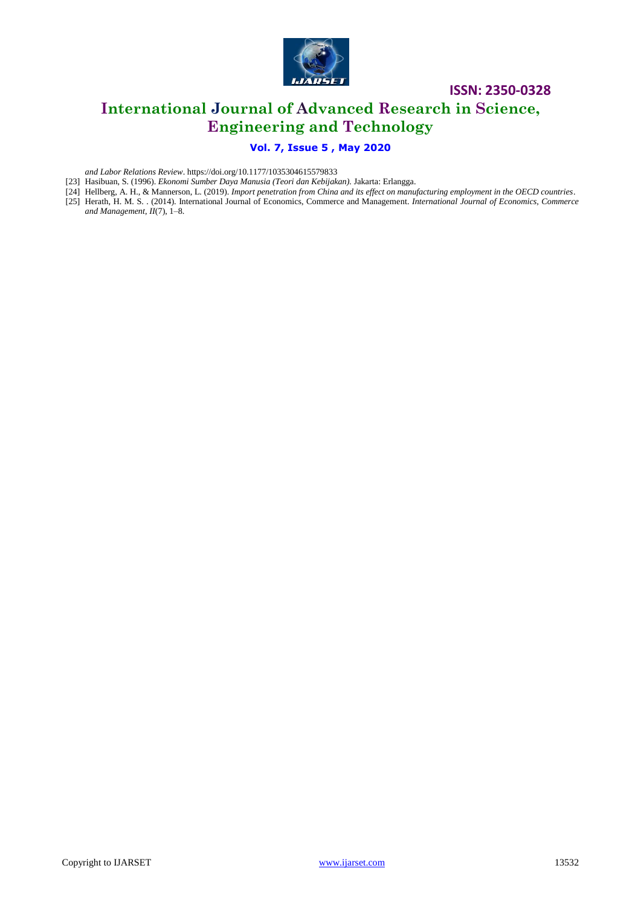*and Labor Relations Review*. https://doi.org/10.1177/1035304615579833

[23] Hasibuan, S. (1996). *Ekonomi Sumber Daya Manusia (Teori dan Kebijakan).* Jakarta: Erlangga.

[24] Hellberg, A. H., & Mannerson, L. (2019). *Import penetration from China and its effect on manufacturing employment in the OECD countries*.

[25] Herath, H. M. S. . (2014). International Journal of Economics, Commerce and Management. *International Journal of Economics, Commerce and Management*, *II*(7), 1–8.